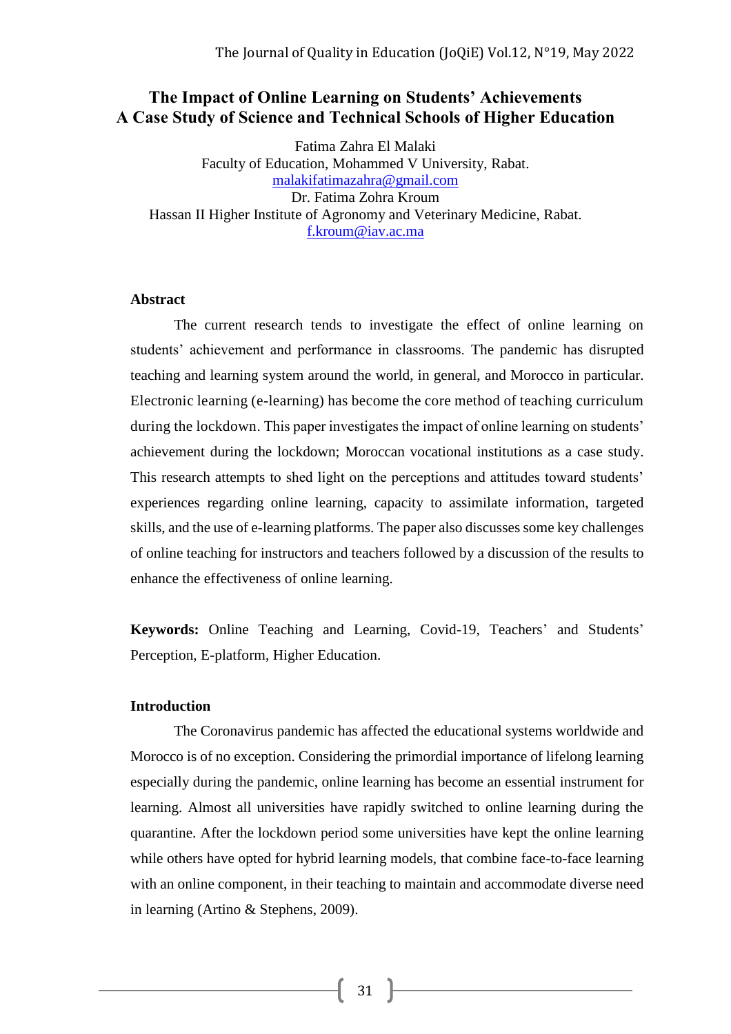# The Impact of Online Learning on Students' Achievements
# A Case Study of Science and Technical Schools of Higher Education

Fatima Zahra El Malaki
Faculty of Education, Mohammed V University, Rabat.
malakifatimazahra@gmail.com
Dr. Fatima Zohra Kroum
Hassan II Higher Institute of Agronomy and Veterinary Medicine, Rabat.
f.kroum@iav.ac.ma

## Abstract

The current research tends to investigate the effect of online learning on students' achievement and performance in classrooms. The pandemic has disrupted teaching and learning system around the world, in general, and Morocco in particular. Electronic learning (e-learning) has become the core method of teaching curriculum during the lockdown. This paper investigates the impact of online learning on students' achievement during the lockdown; Moroccan vocational institutions as a case study. This research attempts to shed light on the perceptions and attitudes toward students' experiences regarding online learning, capacity to assimilate information, targeted skills, and the use of e-learning platforms. The paper also discusses some key challenges of online teaching for instructors and teachers followed by a discussion of the results to enhance the effectiveness of online learning.

**Keywords:** Online Teaching and Learning, Covid-19, Teachers' and Students' Perception, E-platform, Higher Education.

## Introduction

The Coronavirus pandemic has affected the educational systems worldwide and Morocco is of no exception. Considering the primordial importance of lifelong learning especially during the pandemic, online learning has become an essential instrument for learning. Almost all universities have rapidly switched to online learning during the quarantine. After the lockdown period some universities have kept the online learning while others have opted for hybrid learning models, that combine face-to-face learning with an online component, in their teaching to maintain and accommodate diverse need in learning (Artino & Stephens, 2009).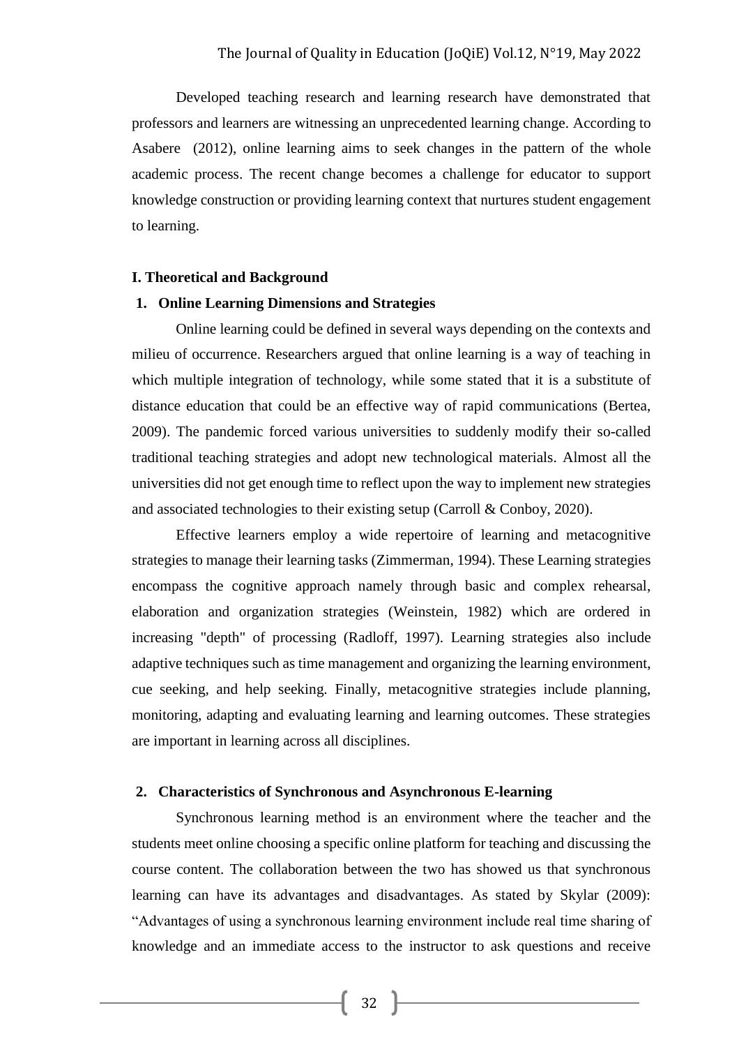Developed teaching research and learning research have demonstrated that professors and learners are witnessing an unprecedented learning change. According to Asabere (2012), online learning aims to seek changes in the pattern of the whole academic process. The recent change becomes a challenge for educator to support knowledge construction or providing learning context that nurtures student engagement to learning.

## I. Theoretical and Background

### 1. Online Learning Dimensions and Strategies

Online learning could be defined in several ways depending on the contexts and milieu of occurrence. Researchers argued that online learning is a way of teaching in which multiple integration of technology, while some stated that it is a substitute of distance education that could be an effective way of rapid communications (Bertea, 2009). The pandemic forced various universities to suddenly modify their so-called traditional teaching strategies and adopt new technological materials. Almost all the universities did not get enough time to reflect upon the way to implement new strategies and associated technologies to their existing setup (Carroll & Conboy, 2020).

Effective learners employ a wide repertoire of learning and metacognitive strategies to manage their learning tasks (Zimmerman, 1994). These Learning strategies encompass the cognitive approach namely through basic and complex rehearsal, elaboration and organization strategies (Weinstein, 1982) which are ordered in increasing "depth" of processing (Radloff, 1997). Learning strategies also include adaptive techniques such as time management and organizing the learning environment, cue seeking, and help seeking. Finally, metacognitive strategies include planning, monitoring, adapting and evaluating learning and learning outcomes. These strategies are important in learning across all disciplines.

### 2. Characteristics of Synchronous and Asynchronous E-learning

Synchronous learning method is an environment where the teacher and the students meet online choosing a specific online platform for teaching and discussing the course content. The collaboration between the two has showed us that synchronous learning can have its advantages and disadvantages. As stated by Skylar (2009): "Advantages of using a synchronous learning environment include real time sharing of knowledge and an immediate access to the instructor to ask questions and receive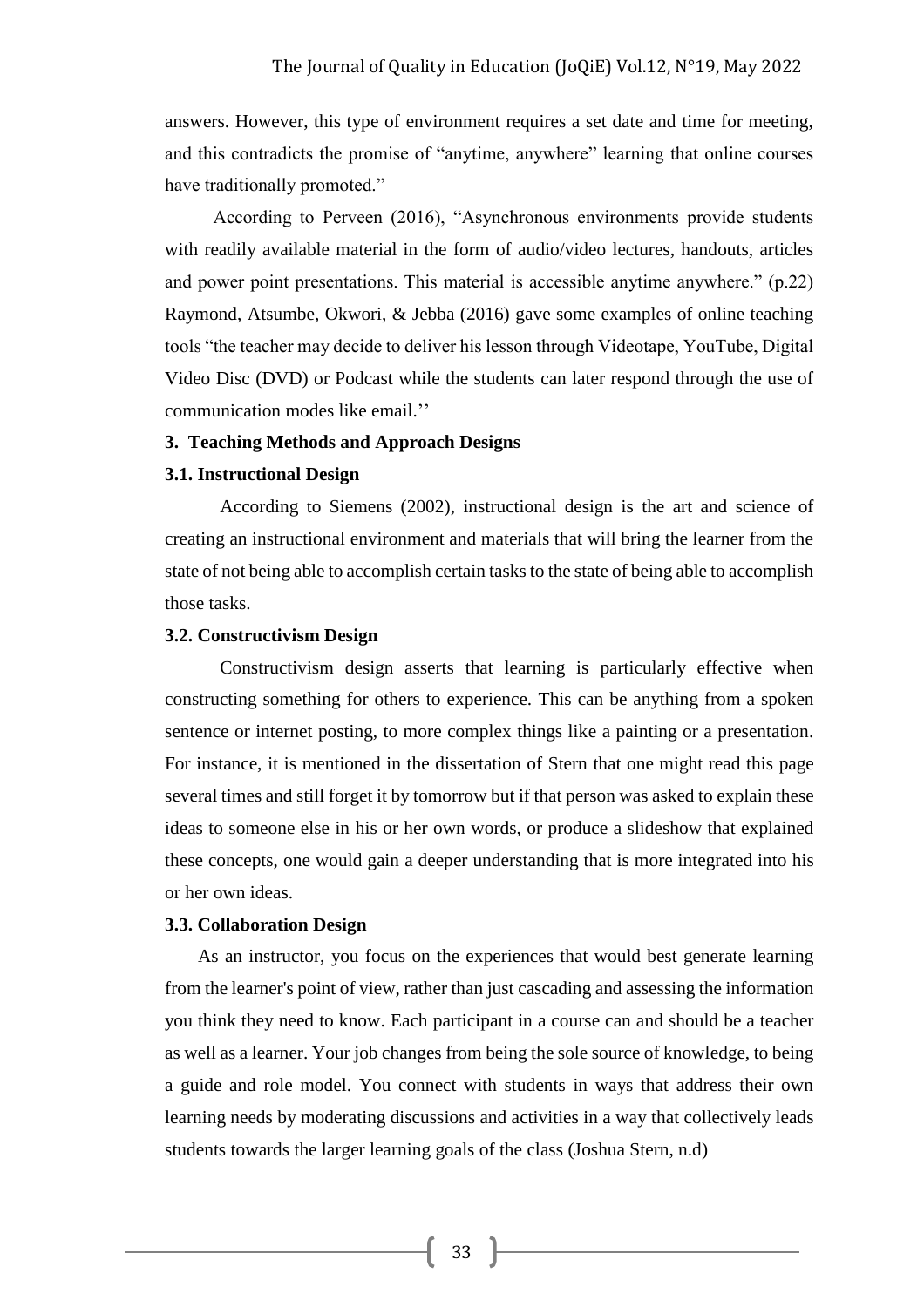answers. However, this type of environment requires a set date and time for meeting, and this contradicts the promise of "anytime, anywhere" learning that online courses have traditionally promoted."

According to Perveen (2016), "Asynchronous environments provide students with readily available material in the form of audio/video lectures, handouts, articles and power point presentations. This material is accessible anytime anywhere." (p.22) Raymond, Atsumbe, Okwori, & Jebba (2016) gave some examples of online teaching tools "the teacher may decide to deliver his lesson through Videotape, YouTube, Digital Video Disc (DVD) or Podcast while the students can later respond through the use of communication modes like email.''

## 3. Teaching Methods and Approach Designs

### 3.1. Instructional Design

According to Siemens (2002), instructional design is the art and science of creating an instructional environment and materials that will bring the learner from the state of not being able to accomplish certain tasks to the state of being able to accomplish those tasks.

### 3.2. Constructivism Design

Constructivism design asserts that learning is particularly effective when constructing something for others to experience. This can be anything from a spoken sentence or internet posting, to more complex things like a painting or a presentation. For instance, it is mentioned in the dissertation of Stern that one might read this page several times and still forget it by tomorrow but if that person was asked to explain these ideas to someone else in his or her own words, or produce a slideshow that explained these concepts, one would gain a deeper understanding that is more integrated into his or her own ideas.

### 3.3. Collaboration Design

As an instructor, you focus on the experiences that would best generate learning from the learner's point of view, rather than just cascading and assessing the information you think they need to know. Each participant in a course can and should be a teacher as well as a learner. Your job changes from being the sole source of knowledge, to being a guide and role model. You connect with students in ways that address their own learning needs by moderating discussions and activities in a way that collectively leads students towards the larger learning goals of the class (Joshua Stern, n.d)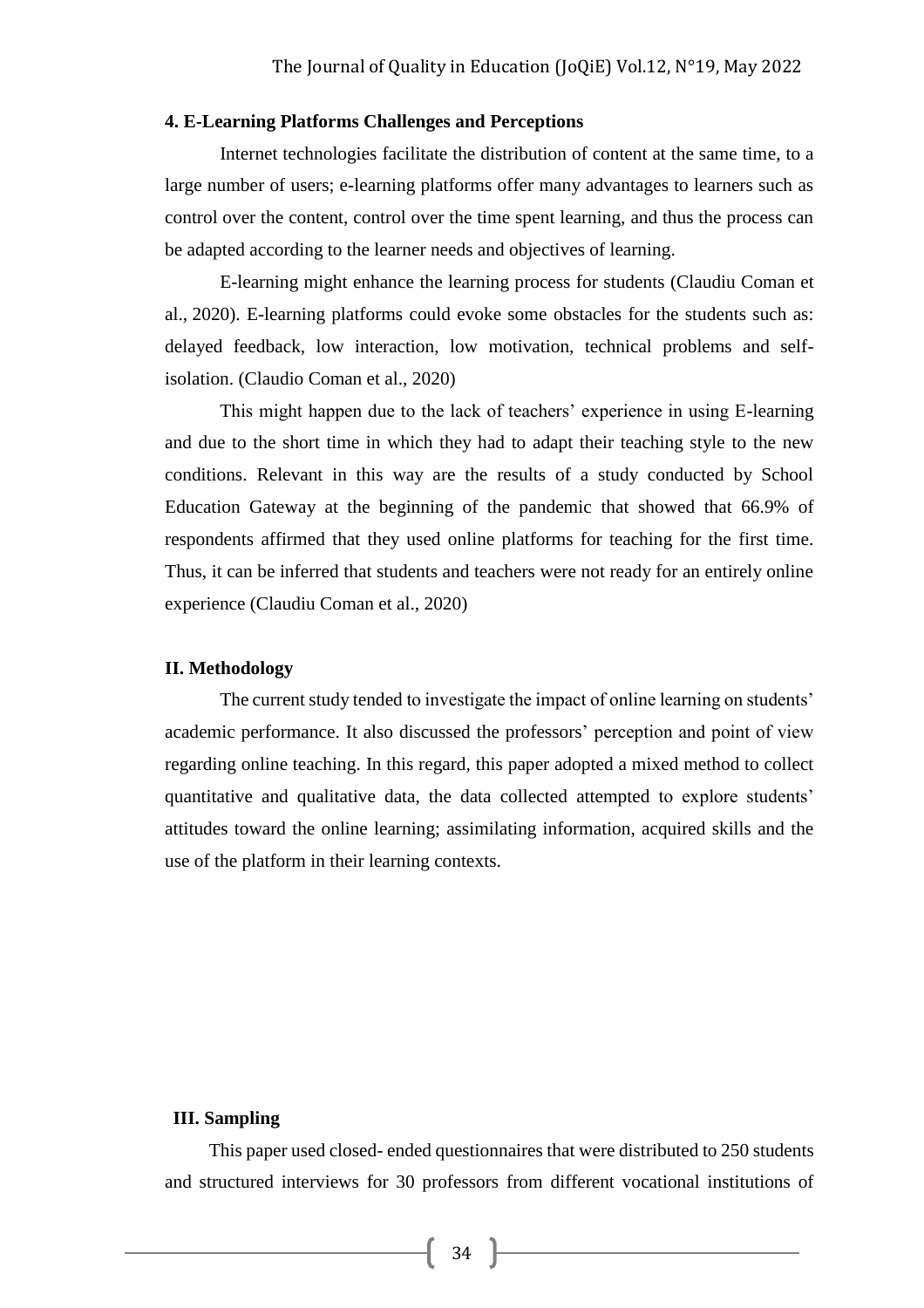### 4. E-Learning Platforms Challenges and Perceptions

Internet technologies facilitate the distribution of content at the same time, to a large number of users; e-learning platforms offer many advantages to learners such as control over the content, control over the time spent learning, and thus the process can be adapted according to the learner needs and objectives of learning.

E-learning might enhance the learning process for students (Claudiu Coman et al., 2020). E-learning platforms could evoke some obstacles for the students such as: delayed feedback, low interaction, low motivation, technical problems and self-isolation. (Claudio Coman et al., 2020)

This might happen due to the lack of teachers' experience in using E-learning and due to the short time in which they had to adapt their teaching style to the new conditions. Relevant in this way are the results of a study conducted by School Education Gateway at the beginning of the pandemic that showed that 66.9% of respondents affirmed that they used online platforms for teaching for the first time. Thus, it can be inferred that students and teachers were not ready for an entirely online experience (Claudiu Coman et al., 2020)

## II. Methodology

The current study tended to investigate the impact of online learning on students' academic performance. It also discussed the professors' perception and point of view regarding online teaching. In this regard, this paper adopted a mixed method to collect quantitative and qualitative data, the data collected attempted to explore students' attitudes toward the online learning; assimilating information, acquired skills and the use of the platform in their learning contexts.

## III. Sampling

This paper used closed- ended questionnaires that were distributed to 250 students and structured interviews for 30 professors from different vocational institutions of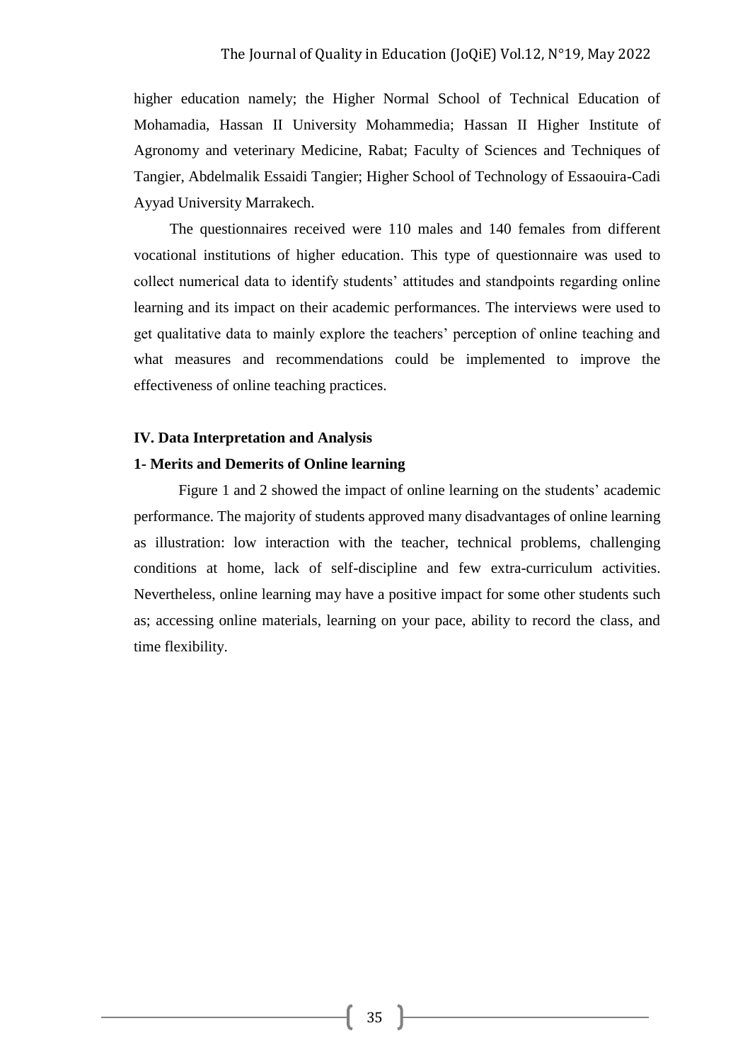higher education namely; the Higher Normal School of Technical Education of Mohamadia, Hassan II University Mohammedia; Hassan II Higher Institute of Agronomy and veterinary Medicine, Rabat; Faculty of Sciences and Techniques of Tangier, Abdelmalik Essaidi Tangier; Higher School of Technology of Essaouira-Cadi Ayyad University Marrakech.

The questionnaires received were 110 males and 140 females from different vocational institutions of higher education. This type of questionnaire was used to collect numerical data to identify students' attitudes and standpoints regarding online learning and its impact on their academic performances. The interviews were used to get qualitative data to mainly explore the teachers' perception of online teaching and what measures and recommendations could be implemented to improve the effectiveness of online teaching practices.

## IV. Data Interpretation and Analysis

### 1- Merits and Demerits of Online learning

Figure 1 and 2 showed the impact of online learning on the students' academic performance. The majority of students approved many disadvantages of online learning as illustration: low interaction with the teacher, technical problems, challenging conditions at home, lack of self-discipline and few extra-curriculum activities. Nevertheless, online learning may have a positive impact for some other students such as; accessing online materials, learning on your pace, ability to record the class, and time flexibility.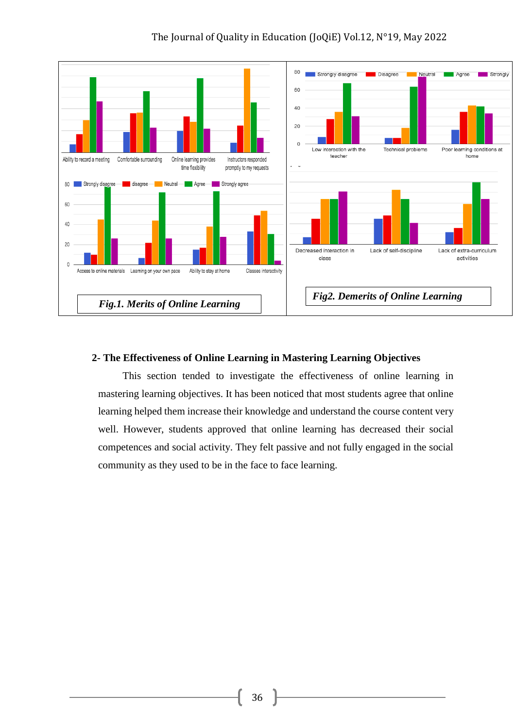Fig.1. Merits of Online Learning

Fig2. Demerits of Online Learning

## 2- The Effectiveness of Online Learning in Mastering Learning Objectives

This section tended to investigate the effectiveness of online learning in mastering learning objectives. It has been noticed that most students agree that online learning helped them increase their knowledge and understand the course content very well. However, students approved that online learning has decreased their social competences and social activity. They felt passive and not fully engaged in the social community as they used to be in the face to face learning.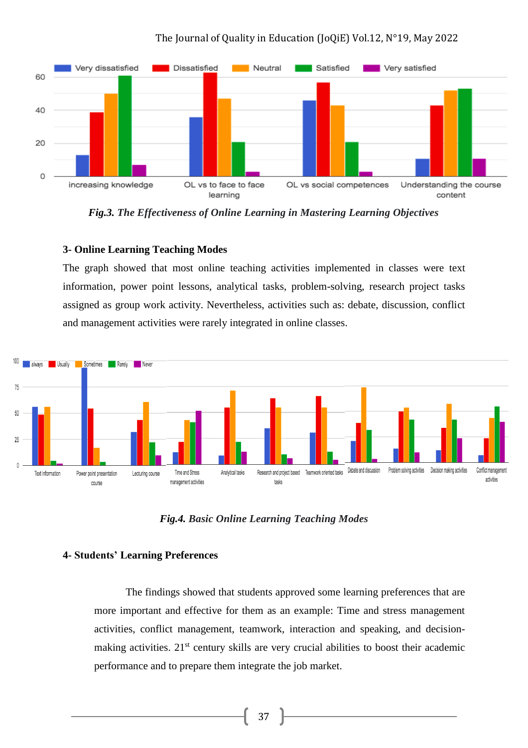*Fig.3. The Effectiveness of Online Learning in Mastering Learning Objectives*

### 3- Online Learning Teaching Modes

The graph showed that most online teaching activities implemented in classes were text information, power point lessons, analytical tasks, problem-solving, research project tasks assigned as group work activity. Nevertheless, activities such as: debate, discussion, conflict and management activities were rarely integrated in online classes.

*Fig.4. Basic Online Learning Teaching Modes*

### 4- Students' Learning Preferences

The findings showed that students approved some learning preferences that are more important and effective for them as an example: Time and stress management activities, conflict management, teamwork, interaction and speaking, and decision-making activities. 21st century skills are very crucial abilities to boost their academic performance and to prepare them integrate the job market.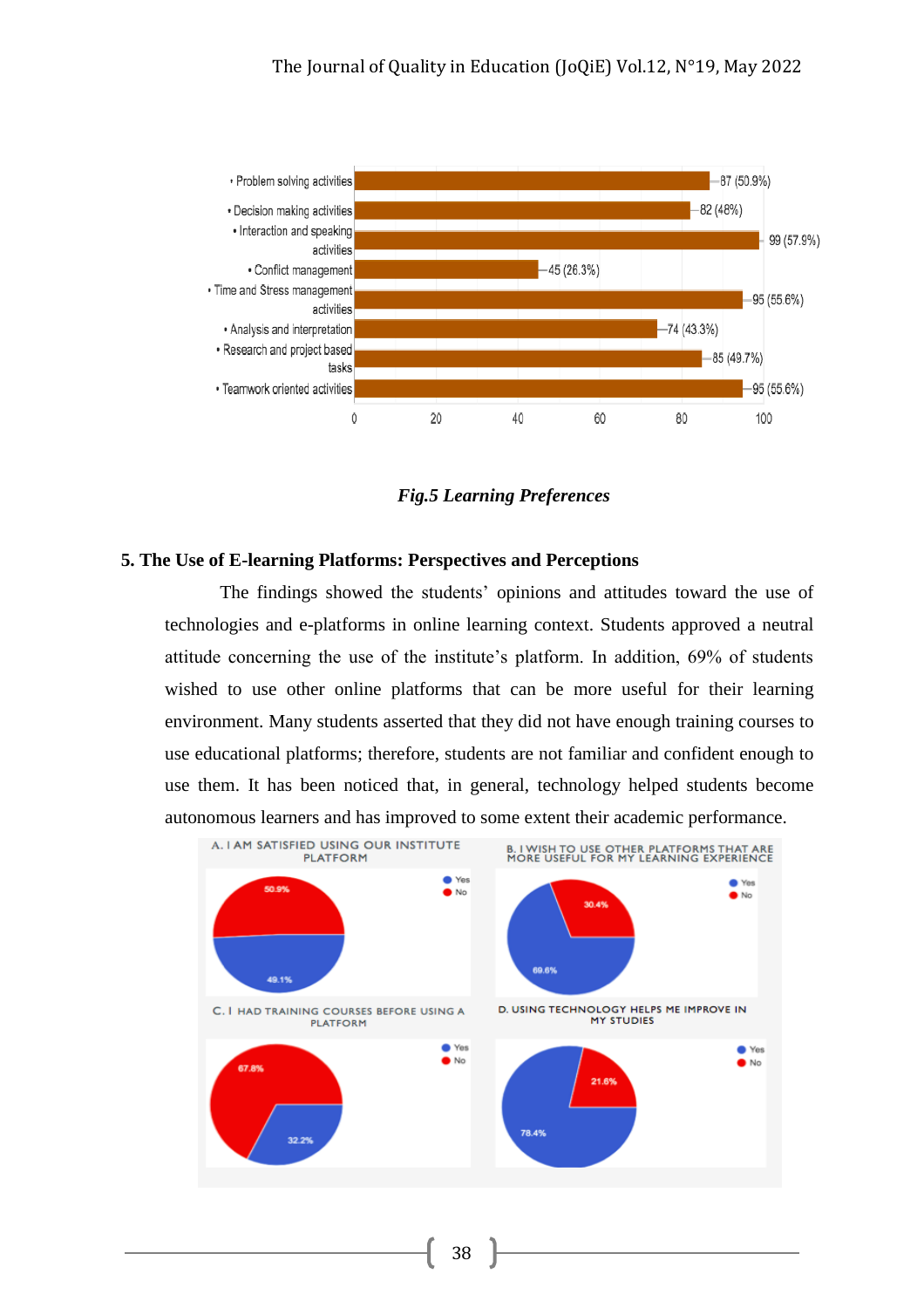*Fig.5 Learning Preferences*

**5. The Use of E-learning Platforms: Perspectives and Perceptions**

The findings showed the students' opinions and attitudes toward the use of technologies and e-platforms in online learning context. Students approved a neutral attitude concerning the use of the institute's platform. In addition, 69% of students wished to use other online platforms that can be more useful for their learning environment. Many students asserted that they did not have enough training courses to use educational platforms; therefore, students are not familiar and confident enough to use them. It has been noticed that, in general, technology helped students become autonomous learners and has improved to some extent their academic performance.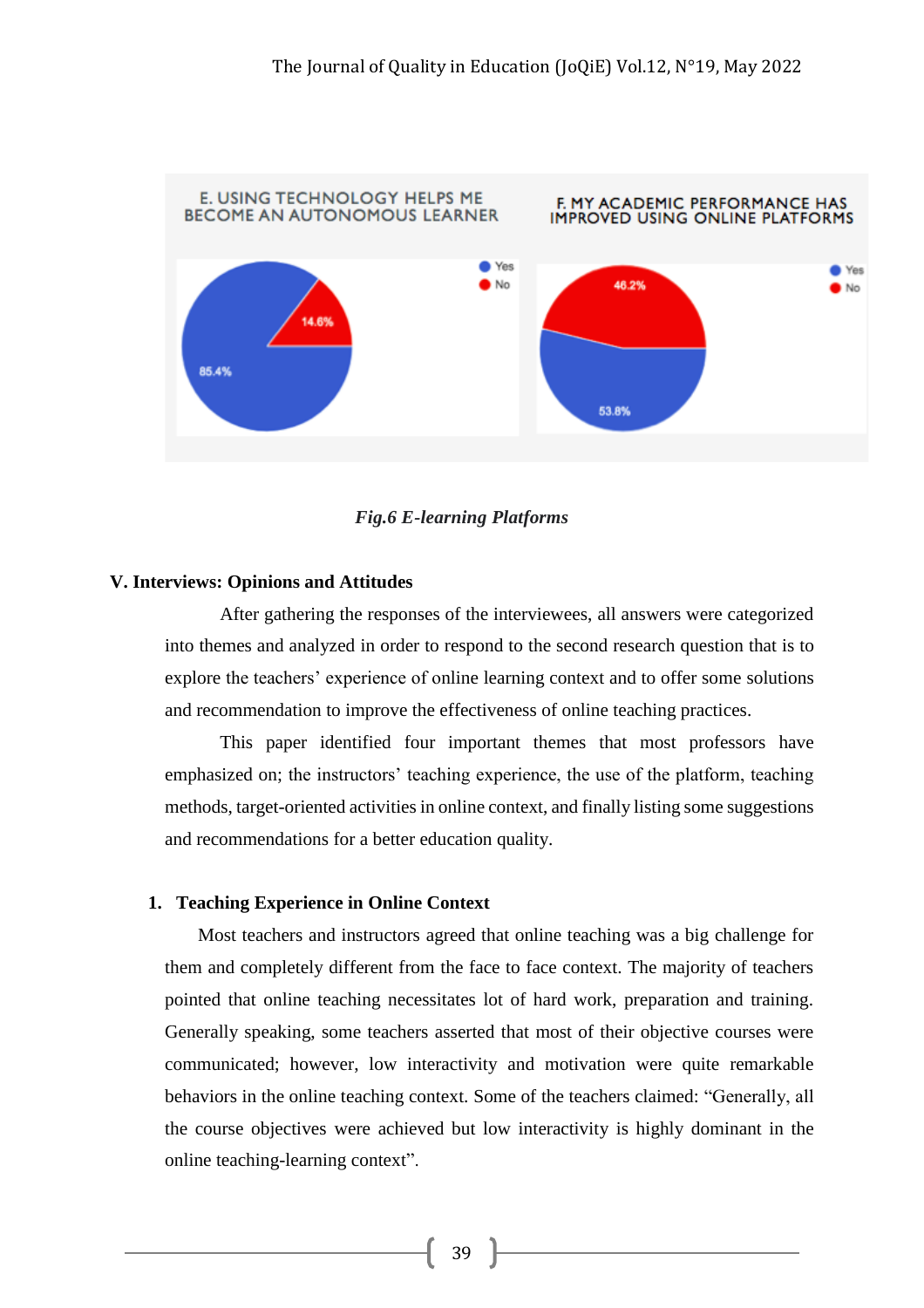E. USING TECHNOLOGY HELPS ME BECOME AN AUTONOMOUS LEARNER

- Yes: 85.4%
- No: 14.6%

F. MY ACADEMIC PERFORMANCE HAS IMPROVED USING ONLINE PLATFORMS

- Yes: 53.8%
- No: 46.2%

*Fig.6 E-learning Platforms*

## V. Interviews: Opinions and Attitudes

After gathering the responses of the interviewees, all answers were categorized into themes and analyzed in order to respond to the second research question that is to explore the teachers' experience of online learning context and to offer some solutions and recommendation to improve the effectiveness of online teaching practices.

This paper identified four important themes that most professors have emphasized on; the instructors' teaching experience, the use of the platform, teaching methods, target-oriented activities in online context, and finally listing some suggestions and recommendations for a better education quality.

### 1. Teaching Experience in Online Context

Most teachers and instructors agreed that online teaching was a big challenge for them and completely different from the face to face context. The majority of teachers pointed that online teaching necessitates lot of hard work, preparation and training. Generally speaking, some teachers asserted that most of their objective courses were communicated; however, low interactivity and motivation were quite remarkable behaviors in the online teaching context. Some of the teachers claimed: "Generally, all the course objectives were achieved but low interactivity is highly dominant in the online teaching-learning context".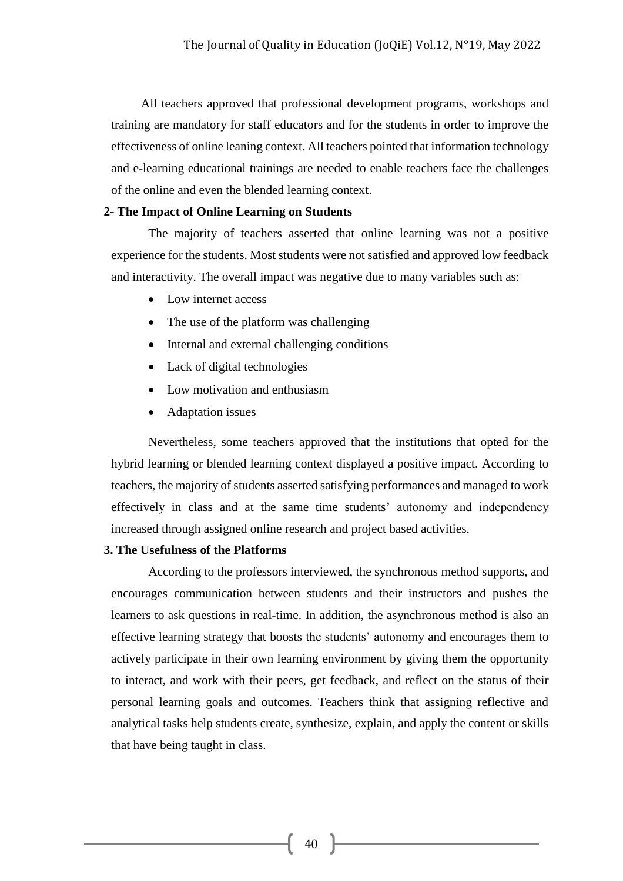All teachers approved that professional development programs, workshops and training are mandatory for staff educators and for the students in order to improve the effectiveness of online leaning context. All teachers pointed that information technology and e-learning educational trainings are needed to enable teachers face the challenges of the online and even the blended learning context.

### 2- The Impact of Online Learning on Students

The majority of teachers asserted that online learning was not a positive experience for the students. Most students were not satisfied and approved low feedback and interactivity. The overall impact was negative due to many variables such as:

- Low internet access
- The use of the platform was challenging
- Internal and external challenging conditions
- Lack of digital technologies
- Low motivation and enthusiasm
- Adaptation issues

Nevertheless, some teachers approved that the institutions that opted for the hybrid learning or blended learning context displayed a positive impact. According to teachers, the majority of students asserted satisfying performances and managed to work effectively in class and at the same time students' autonomy and independency increased through assigned online research and project based activities.

### 3. The Usefulness of the Platforms

According to the professors interviewed, the synchronous method supports, and encourages communication between students and their instructors and pushes the learners to ask questions in real-time. In addition, the asynchronous method is also an effective learning strategy that boosts the students' autonomy and encourages them to actively participate in their own learning environment by giving them the opportunity to interact, and work with their peers, get feedback, and reflect on the status of their personal learning goals and outcomes. Teachers think that assigning reflective and analytical tasks help students create, synthesize, explain, and apply the content or skills that have being taught in class.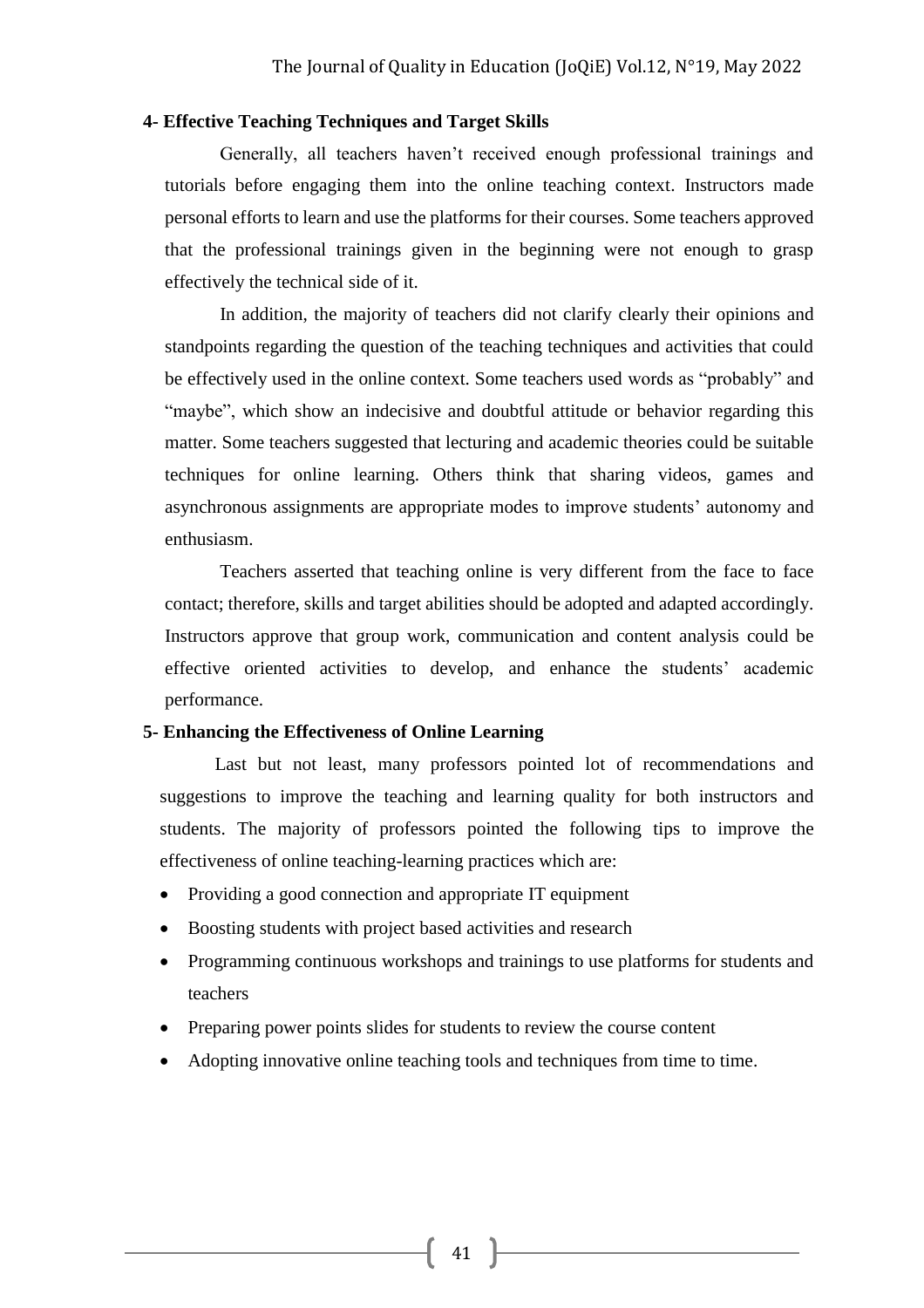### 4- Effective Teaching Techniques and Target Skills

Generally, all teachers haven't received enough professional trainings and tutorials before engaging them into the online teaching context. Instructors made personal efforts to learn and use the platforms for their courses. Some teachers approved that the professional trainings given in the beginning were not enough to grasp effectively the technical side of it.

In addition, the majority of teachers did not clarify clearly their opinions and standpoints regarding the question of the teaching techniques and activities that could be effectively used in the online context. Some teachers used words as "probably" and "maybe", which show an indecisive and doubtful attitude or behavior regarding this matter. Some teachers suggested that lecturing and academic theories could be suitable techniques for online learning. Others think that sharing videos, games and asynchronous assignments are appropriate modes to improve students' autonomy and enthusiasm.

Teachers asserted that teaching online is very different from the face to face contact; therefore, skills and target abilities should be adopted and adapted accordingly. Instructors approve that group work, communication and content analysis could be effective oriented activities to develop, and enhance the students' academic performance.

### 5- Enhancing the Effectiveness of Online Learning

Last but not least, many professors pointed lot of recommendations and suggestions to improve the teaching and learning quality for both instructors and students. The majority of professors pointed the following tips to improve the effectiveness of online teaching-learning practices which are:

- Providing a good connection and appropriate IT equipment
- Boosting students with project based activities and research
- Programming continuous workshops and trainings to use platforms for students and teachers
- Preparing power points slides for students to review the course content
- Adopting innovative online teaching tools and techniques from time to time.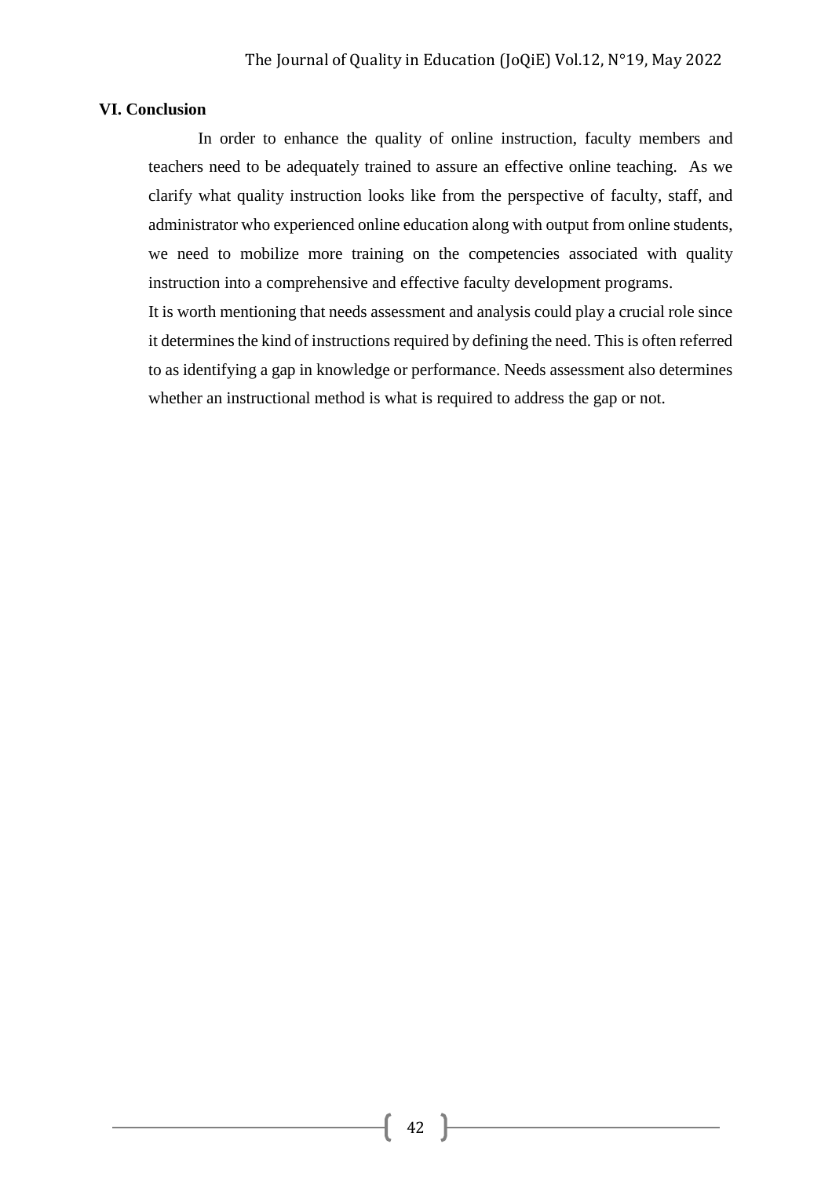## VI. Conclusion

In order to enhance the quality of online instruction, faculty members and teachers need to be adequately trained to assure an effective online teaching. As we clarify what quality instruction looks like from the perspective of faculty, staff, and administrator who experienced online education along with output from online students, we need to mobilize more training on the competencies associated with quality instruction into a comprehensive and effective faculty development programs.

It is worth mentioning that needs assessment and analysis could play a crucial role since it determines the kind of instructions required by defining the need. This is often referred to as identifying a gap in knowledge or performance. Needs assessment also determines whether an instructional method is what is required to address the gap or not.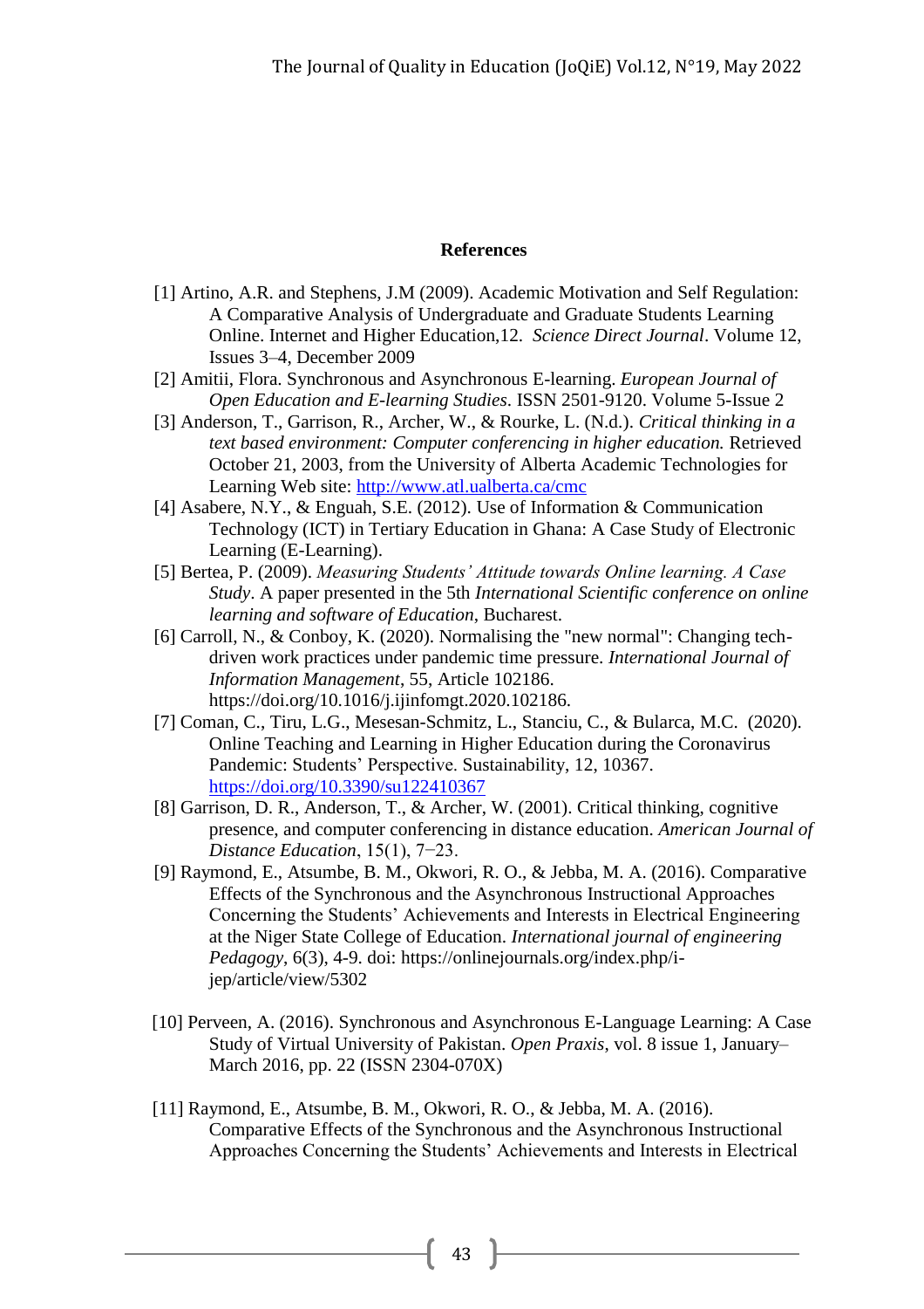## References

[1] Artino, A.R. and Stephens, J.M (2009). Academic Motivation and Self Regulation: A Comparative Analysis of Undergraduate and Graduate Students Learning Online. Internet and Higher Education,12. *Science Direct Journal*. Volume 12, Issues 3–4, December 2009

[2] Amitii, Flora. Synchronous and Asynchronous E-learning. *European Journal of Open Education and E-learning Studies*. ISSN 2501-9120. Volume 5-Issue 2

[3] Anderson, T., Garrison, R., Archer, W., & Rourke, L. (N.d.). *Critical thinking in a text based environment: Computer conferencing in higher education.* Retrieved October 21, 2003, from the University of Alberta Academic Technologies for Learning Web site: http://www.atl.ualberta.ca/cmc

[4] Asabere, N.Y., & Enguah, S.E. (2012). Use of Information & Communication Technology (ICT) in Tertiary Education in Ghana: A Case Study of Electronic Learning (E-Learning).

[5] Bertea, P. (2009). *Measuring Students' Attitude towards Online learning. A Case Study*. A paper presented in the 5th *International Scientific conference on online learning and software of Education*, Bucharest.

[6] Carroll, N., & Conboy, K. (2020). Normalising the "new normal": Changing tech-driven work practices under pandemic time pressure. *International Journal of Information Management*, 55, Article 102186. https://doi.org/10.1016/j.ijinfomgt.2020.102186.

[7] Coman, C., Tiru, L.G., Mesesan-Schmitz, L., Stanciu, C., & Bularca, M.C. (2020). Online Teaching and Learning in Higher Education during the Coronavirus Pandemic: Students' Perspective. Sustainability, 12, 10367. https://doi.org/10.3390/su122410367

[8] Garrison, D. R., Anderson, T., & Archer, W. (2001). Critical thinking, cognitive presence, and computer conferencing in distance education. *American Journal of Distance Education*, 15(1), 7−23.

[9] Raymond, E., Atsumbe, B. M., Okwori, R. O., & Jebba, M. A. (2016). Comparative Effects of the Synchronous and the Asynchronous Instructional Approaches Concerning the Students' Achievements and Interests in Electrical Engineering at the Niger State College of Education. *International journal of engineering Pedagogy*, 6(3), 4-9. doi: https://onlinejournals.org/index.php/i-jep/article/view/5302

[10] Perveen, A. (2016). Synchronous and Asynchronous E-Language Learning: A Case Study of Virtual University of Pakistan. *Open Praxis*, vol. 8 issue 1, January–March 2016, pp. 22 (ISSN 2304-070X)

[11] Raymond, E., Atsumbe, B. M., Okwori, R. O., & Jebba, M. A. (2016). Comparative Effects of the Synchronous and the Asynchronous Instructional Approaches Concerning the Students' Achievements and Interests in Electrical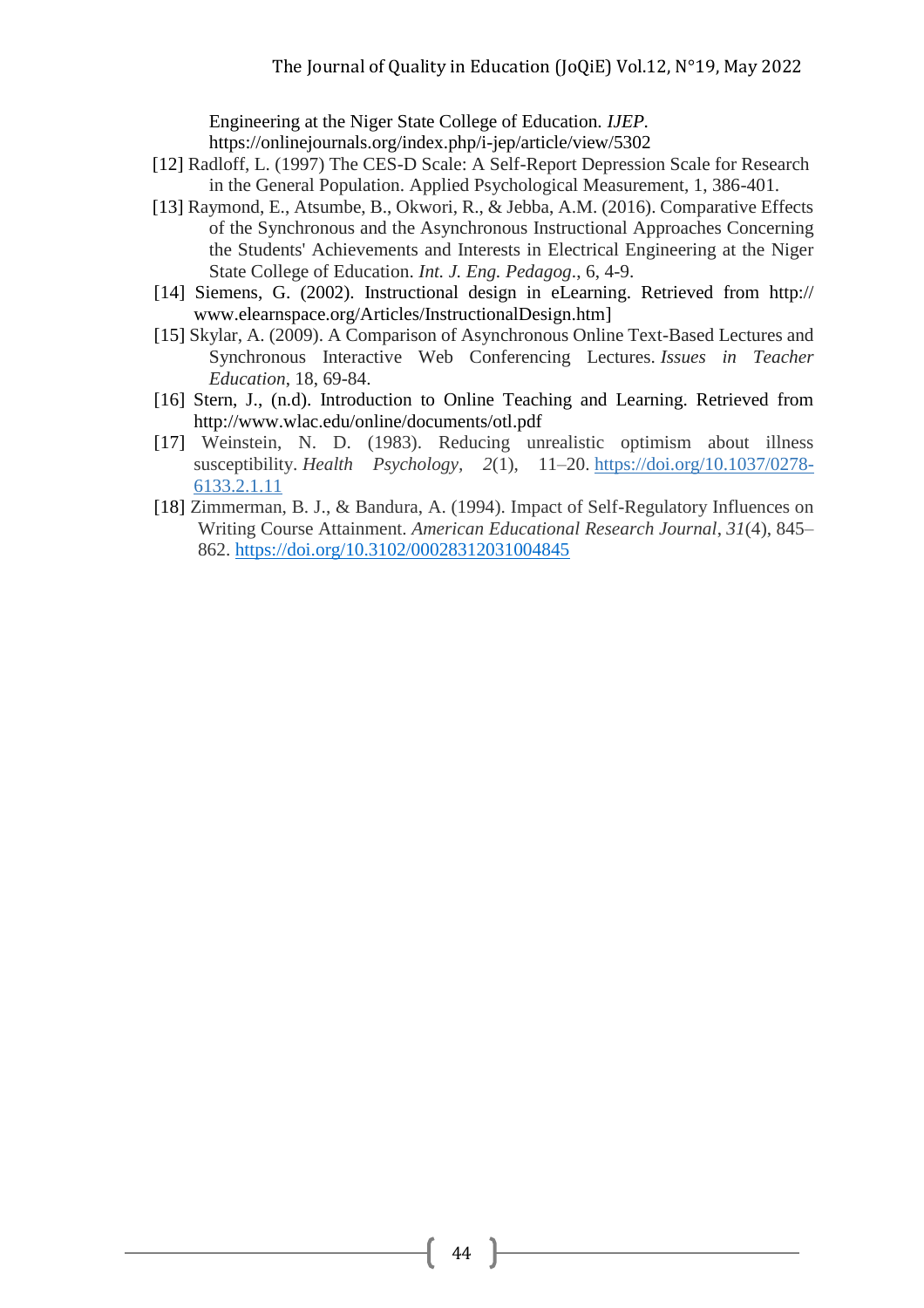Engineering at the Niger State College of Education. *IJEP*. https://onlinejournals.org/index.php/i-jep/article/view/5302

[12] Radloff, L. (1997) The CES-D Scale: A Self-Report Depression Scale for Research in the General Population. Applied Psychological Measurement, 1, 386-401.

[13] Raymond, E., Atsumbe, B., Okwori, R., & Jebba, A.M. (2016). Comparative Effects of the Synchronous and the Asynchronous Instructional Approaches Concerning the Students' Achievements and Interests in Electrical Engineering at the Niger State College of Education. *Int. J. Eng. Pedagog*., 6, 4-9.

[14] Siemens, G. (2002). Instructional design in eLearning. Retrieved from http:// www.elearnspace.org/Articles/InstructionalDesign.htm]

[15] Skylar, A. (2009). A Comparison of Asynchronous Online Text-Based Lectures and Synchronous Interactive Web Conferencing Lectures. *Issues in Teacher Education*, 18, 69-84.

[16] Stern, J., (n.d). Introduction to Online Teaching and Learning. Retrieved from http://www.wlac.edu/online/documents/otl.pdf

[17] Weinstein, N. D. (1983). Reducing unrealistic optimism about illness susceptibility. *Health Psychology*, *2*(1), 11–20. https://doi.org/10.1037/0278-6133.2.1.11

[18] Zimmerman, B. J., & Bandura, A. (1994). Impact of Self-Regulatory Influences on Writing Course Attainment. *American Educational Research Journal*, *31*(4), 845–862. https://doi.org/10.3102/00028312031004845